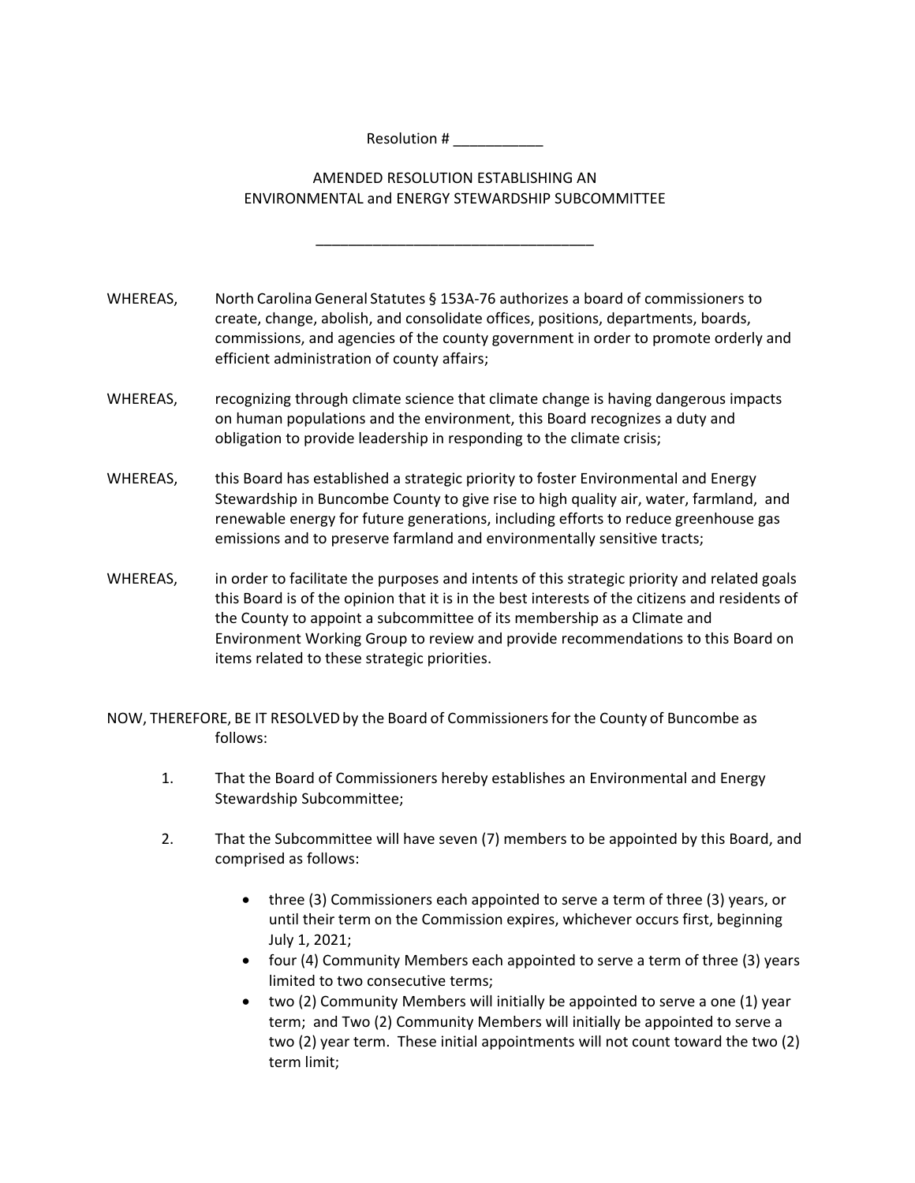Resolution # ___________

AMENDED RESOLUTION ESTABLISHING AN
ENVIRONMENTAL and ENERGY STEWARDSHIP SUBCOMMITTEE

__________________________________

WHEREAS, North Carolina General Statutes § 153A-76 authorizes a board of commissioners to create, change, abolish, and consolidate offices, positions, departments, boards, commissions, and agencies of the county government in order to promote orderly and efficient administration of county affairs;

WHEREAS, recognizing through climate science that climate change is having dangerous impacts on human populations and the environment, this Board recognizes a duty and obligation to provide leadership in responding to the climate crisis;

WHEREAS, this Board has established a strategic priority to foster Environmental and Energy Stewardship in Buncombe County to give rise to high quality air, water, farmland, and renewable energy for future generations, including efforts to reduce greenhouse gas emissions and to preserve farmland and environmentally sensitive tracts;

WHEREAS, in order to facilitate the purposes and intents of this strategic priority and related goals this Board is of the opinion that it is in the best interests of the citizens and residents of the County to appoint a subcommittee of its membership as a Climate and Environment Working Group to review and provide recommendations to this Board on items related to these strategic priorities.

NOW, THEREFORE, BE IT RESOLVED by the Board of Commissioners for the County of Buncombe as follows:

1. That the Board of Commissioners hereby establishes an Environmental and Energy Stewardship Subcommittee;

2. That the Subcommittee will have seven (7) members to be appointed by this Board, and comprised as follows:

    - three (3) Commissioners each appointed to serve a term of three (3) years, or until their term on the Commission expires, whichever occurs first, beginning July 1, 2021;
    - four (4) Community Members each appointed to serve a term of three (3) years limited to two consecutive terms;
    - two (2) Community Members will initially be appointed to serve a one (1) year term; and Two (2) Community Members will initially be appointed to serve a two (2) year term. These initial appointments will not count toward the two (2) term limit;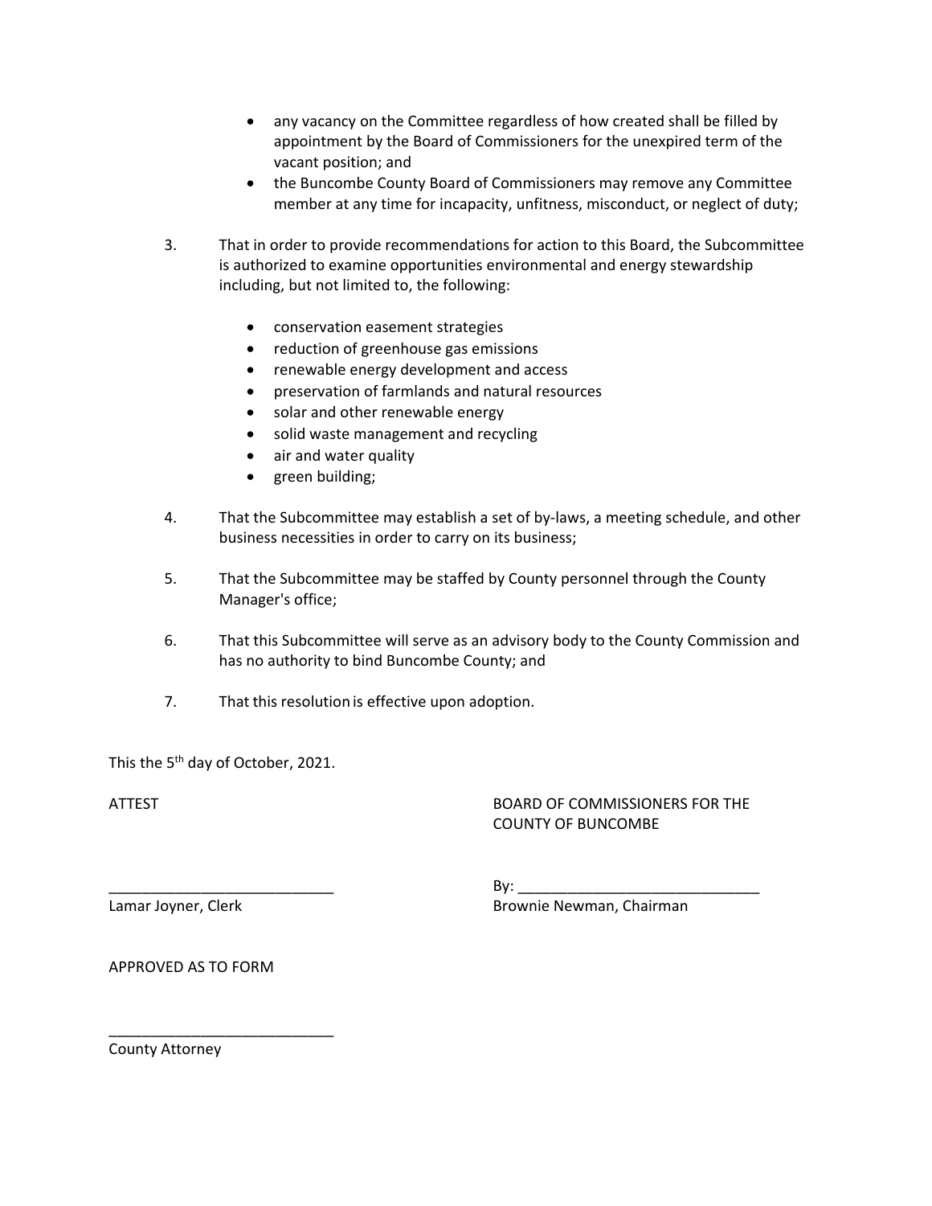- any vacancy on the Committee regardless of how created shall be filled by appointment by the Board of Commissioners for the unexpired term of the vacant position; and
- the Buncombe County Board of Commissioners may remove any Committee member at any time for incapacity, unfitness, misconduct, or neglect of duty;

3. That in order to provide recommendations for action to this Board, the Subcommittee is authorized to examine opportunities environmental and energy stewardship including, but not limited to, the following:

   - conservation easement strategies
   - reduction of greenhouse gas emissions
   - renewable energy development and access
   - preservation of farmlands and natural resources
   - solar and other renewable energy
   - solid waste management and recycling
   - air and water quality
   - green building;

4. That the Subcommittee may establish a set of by-laws, a meeting schedule, and other business necessities in order to carry on its business;

5. That the Subcommittee may be staffed by County personnel through the County Manager's office;

6. That this Subcommittee will serve as an advisory body to the County Commission and has no authority to bind Buncombe County; and

7. That this resolution is effective upon adoption.

This the 5th day of October, 2021.

ATTEST

___________________________
Lamar Joyner, Clerk

BOARD OF COMMISSIONERS FOR THE COUNTY OF BUNCOMBE

By: _____________________________
Brownie Newman, Chairman

APPROVED AS TO FORM

___________________________
County Attorney